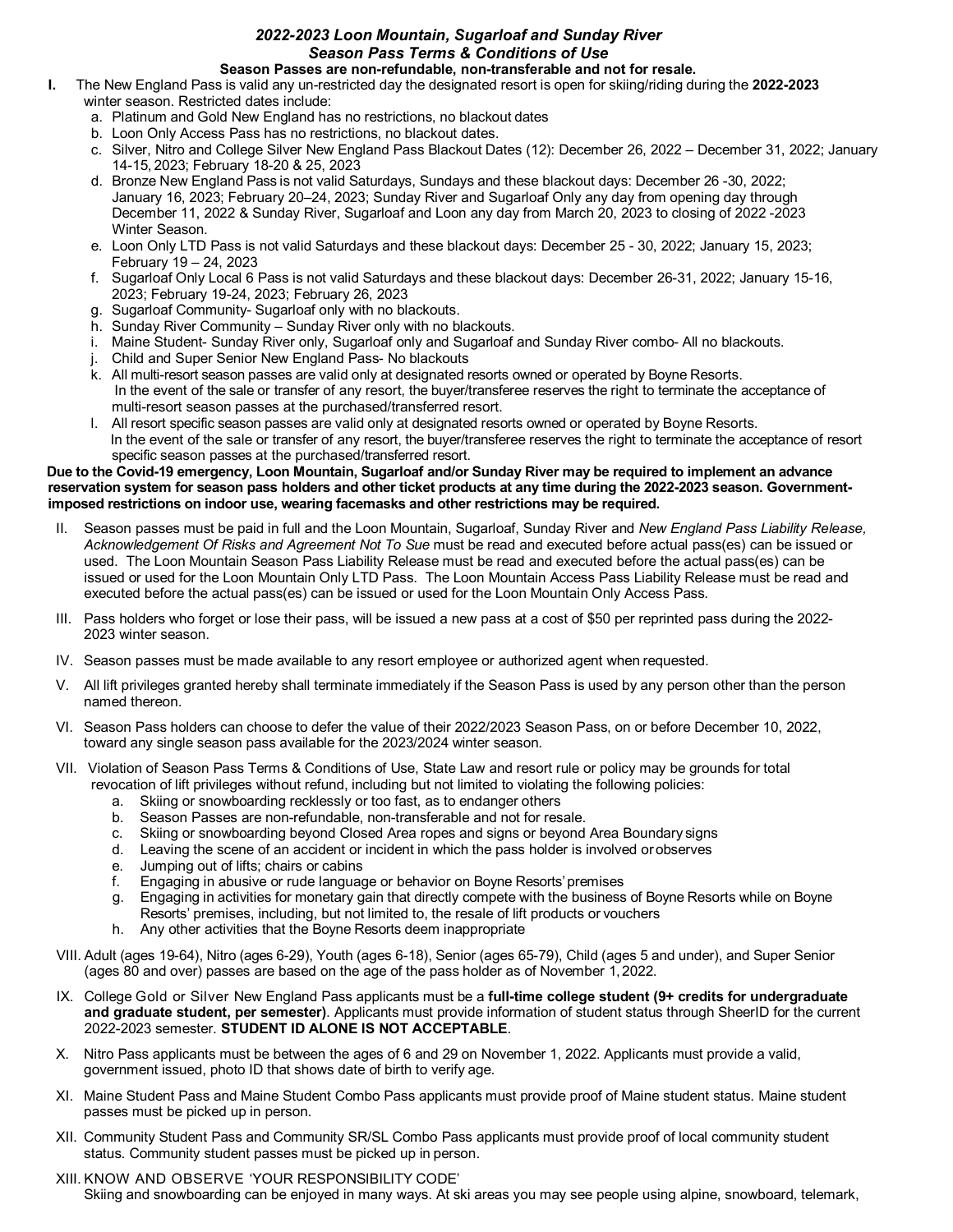## *2022-2023 Loon Mountain, Sugarloaf and Sunday River*
## *Season Pass Terms & Conditions of Use*

**Season Passes are non-refundable, non-transferable and not for resale.**

**I.** The New England Pass is valid any un-restricted day the designated resort is open for skiing/riding during the **2022-2023** winter season. Restricted dates include:

a. Platinum and Gold New England has no restrictions, no blackout dates
b. Loon Only Access Pass has no restrictions, no blackout dates.
c. Silver, Nitro and College Silver New England Pass Blackout Dates (12): December 26, 2022 – December 31, 2022; January 14-15, 2023; February 18-20 & 25, 2023
d. Bronze New England Pass is not valid Saturdays, Sundays and these blackout days: December 26 -30, 2022; January 16, 2023; February 20–24, 2023; Sunday River and Sugarloaf Only any day from opening day through December 11, 2022 & Sunday River, Sugarloaf and Loon any day from March 20, 2023 to closing of 2022 -2023 Winter Season.
e. Loon Only LTD Pass is not valid Saturdays and these blackout days: December 25 - 30, 2022; January 15, 2023; February 19 – 24, 2023
f. Sugarloaf Only Local 6 Pass is not valid Saturdays and these blackout days: December 26-31, 2022; January 15-16, 2023; February 19-24, 2023; February 26, 2023
g. Sugarloaf Community- Sugarloaf only with no blackouts.
h. Sunday River Community – Sunday River only with no blackouts.
i. Maine Student- Sunday River only, Sugarloaf only and Sugarloaf and Sunday River combo- All no blackouts.
j. Child and Super Senior New England Pass- No blackouts
k. All multi-resort season passes are valid only at designated resorts owned or operated by Boyne Resorts. In the event of the sale or transfer of any resort, the buyer/transferee reserves the right to terminate the acceptance of multi-resort season passes at the purchased/transferred resort.
l. All resort specific season passes are valid only at designated resorts owned or operated by Boyne Resorts. In the event of the sale or transfer of any resort, the buyer/transferee reserves the right to terminate the acceptance of resort specific season passes at the purchased/transferred resort.

**Due to the Covid-19 emergency, Loon Mountain, Sugarloaf and/or Sunday River may be required to implement an advance reservation system for season pass holders and other ticket products at any time during the 2022-2023 season. Government-imposed restrictions on indoor use, wearing facemasks and other restrictions may be required.**

II. Season passes must be paid in full and the Loon Mountain, Sugarloaf, Sunday River and *New England Pass Liability Release, Acknowledgement Of Risks and Agreement Not To Sue* must be read and executed before actual pass(es) can be issued or used. The Loon Mountain Season Pass Liability Release must be read and executed before the actual pass(es) can be issued or used for the Loon Mountain Only LTD Pass. The Loon Mountain Access Pass Liability Release must be read and executed before the actual pass(es) can be issued or used for the Loon Mountain Only Access Pass.

III. Pass holders who forget or lose their pass, will be issued a new pass at a cost of $50 per reprinted pass during the 2022-2023 winter season.

IV. Season passes must be made available to any resort employee or authorized agent when requested.

V. All lift privileges granted hereby shall terminate immediately if the Season Pass is used by any person other than the person named thereon.

VI. Season Pass holders can choose to defer the value of their 2022/2023 Season Pass, on or before December 10, 2022, toward any single season pass available for the 2023/2024 winter season.

VII. Violation of Season Pass Terms & Conditions of Use, State Law and resort rule or policy may be grounds for total revocation of lift privileges without refund, including but not limited to violating the following policies:

a. Skiing or snowboarding recklessly or too fast, as to endanger others
b. Season Passes are non-refundable, non-transferable and not for resale.
c. Skiing or snowboarding beyond Closed Area ropes and signs or beyond Area Boundary signs
d. Leaving the scene of an accident or incident in which the pass holder is involved or observes
e. Jumping out of lifts; chairs or cabins
f. Engaging in abusive or rude language or behavior on Boyne Resorts' premises
g. Engaging in activities for monetary gain that directly compete with the business of Boyne Resorts while on Boyne Resorts' premises, including, but not limited to, the resale of lift products or vouchers
h. Any other activities that the Boyne Resorts deem inappropriate

VIII. Adult (ages 19-64), Nitro (ages 6-29), Youth (ages 6-18), Senior (ages 65-79), Child (ages 5 and under), and Super Senior (ages 80 and over) passes are based on the age of the pass holder as of November 1, 2022.

IX. College Gold or Silver New England Pass applicants must be a **full-time college student (9+ credits for undergraduate and graduate student, per semester)**. Applicants must provide information of student status through SheerID for the current 2022-2023 semester. **STUDENT ID ALONE IS NOT ACCEPTABLE**.

X. Nitro Pass applicants must be between the ages of 6 and 29 on November 1, 2022. Applicants must provide a valid, government issued, photo ID that shows date of birth to verify age.

XI. Maine Student Pass and Maine Student Combo Pass applicants must provide proof of Maine student status. Maine student passes must be picked up in person.

XII. Community Student Pass and Community SR/SL Combo Pass applicants must provide proof of local community student status. Community student passes must be picked up in person.

XIII. KNOW AND OBSERVE 'YOUR RESPONSIBILITY CODE'
Skiing and snowboarding can be enjoyed in many ways. At ski areas you may see people using alpine, snowboard, telemark,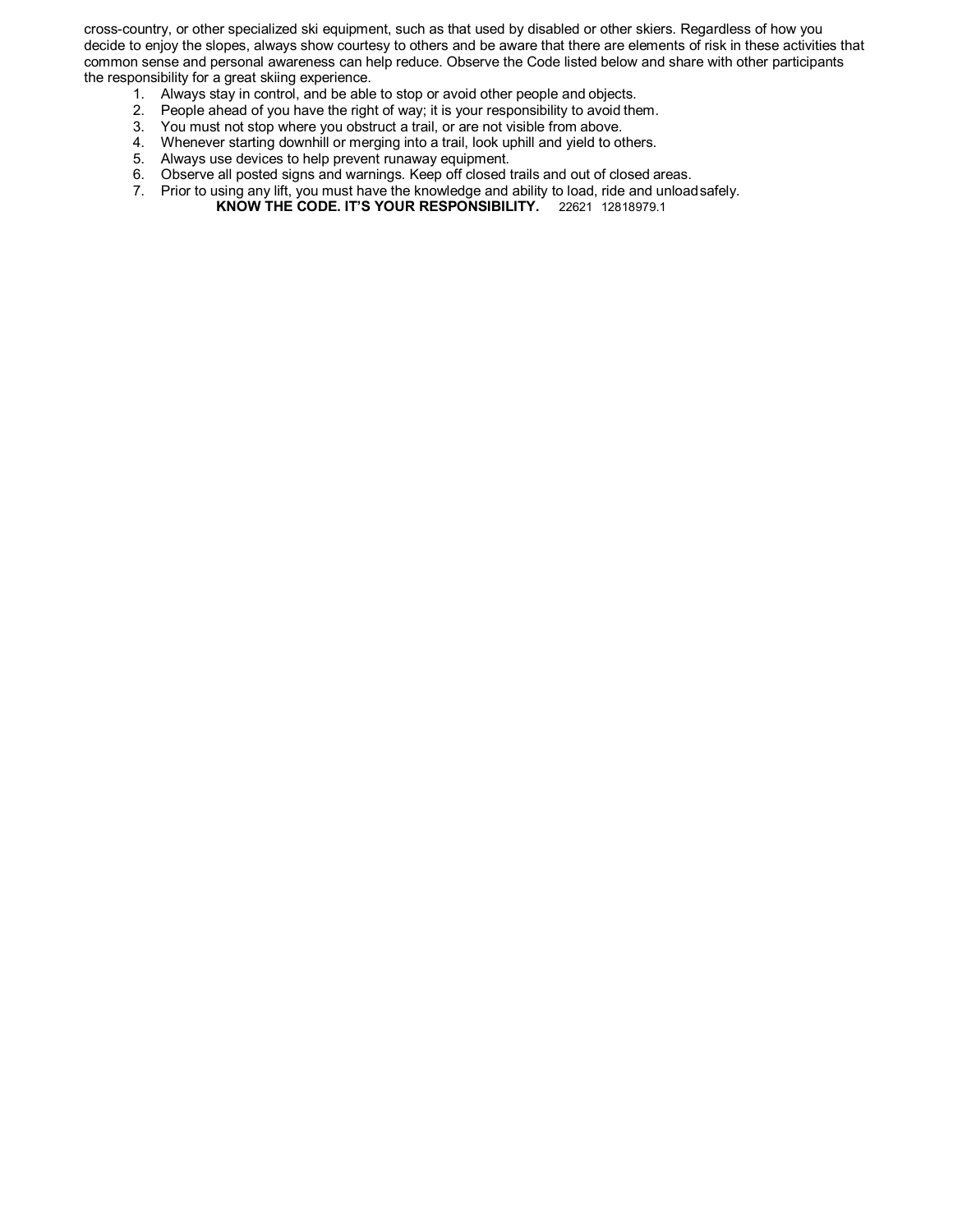cross-country, or other specialized ski equipment, such as that used by disabled or other skiers. Regardless of how you decide to enjoy the slopes, always show courtesy to others and be aware that there are elements of risk in these activities that common sense and personal awareness can help reduce. Observe the Code listed below and share with other participants the responsibility for a great skiing experience.

1. Always stay in control, and be able to stop or avoid other people and objects.
2. People ahead of you have the right of way; it is your responsibility to avoid them.
3. You must not stop where you obstruct a trail, or are not visible from above.
4. Whenever starting downhill or merging into a trail, look uphill and yield to others.
5. Always use devices to help prevent runaway equipment.
6. Observe all posted signs and warnings. Keep off closed trails and out of closed areas.
7. Prior to using any lift, you must have the knowledge and ability to load, ride and unload safely.

**KNOW THE CODE. IT'S YOUR RESPONSIBILITY.** 22621 12818979.1